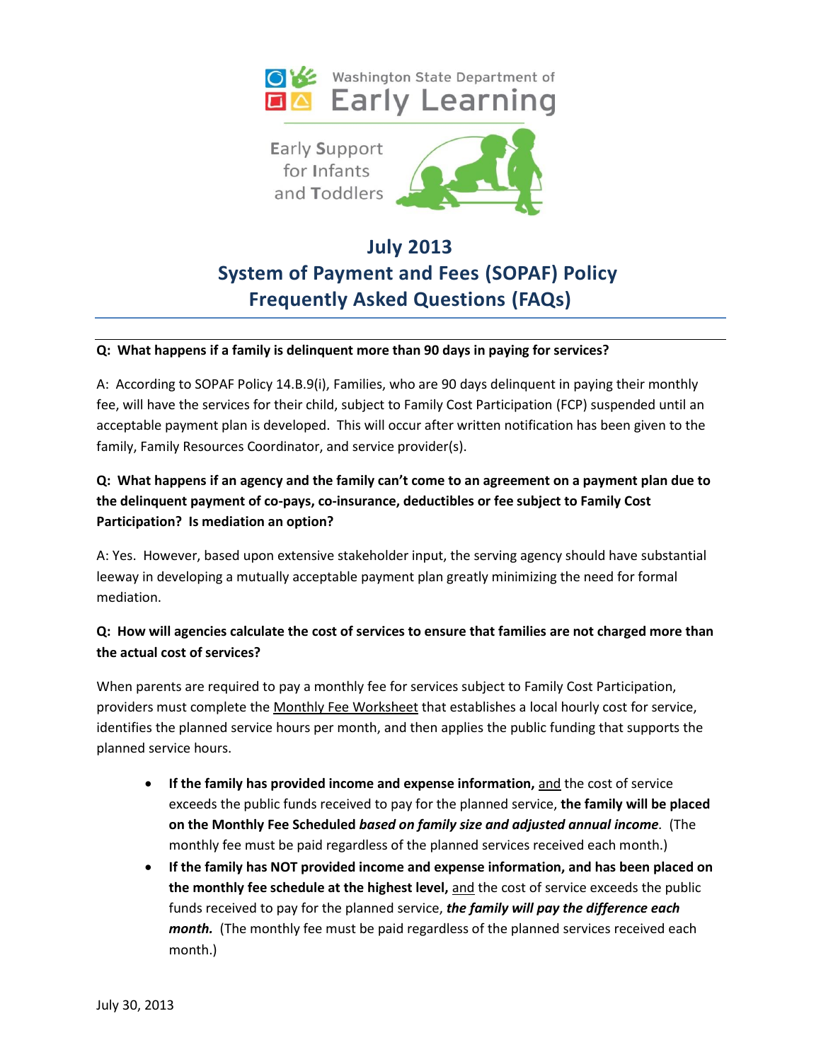Washington State Department of
Early Learning

Early Support for Infants and Toddlers

# July 2013
# System of Payment and Fees (SOPAF) Policy
# Frequently Asked Questions (FAQs)

**Q: What happens if a family is delinquent more than 90 days in paying for services?**

A: According to SOPAF Policy 14.B.9(i), Families, who are 90 days delinquent in paying their monthly fee, will have the services for their child, subject to Family Cost Participation (FCP) suspended until an acceptable payment plan is developed. This will occur after written notification has been given to the family, Family Resources Coordinator, and service provider(s).

**Q: What happens if an agency and the family can't come to an agreement on a payment plan due to the delinquent payment of co-pays, co-insurance, deductibles or fee subject to Family Cost Participation? Is mediation an option?**

A: Yes. However, based upon extensive stakeholder input, the serving agency should have substantial leeway in developing a mutually acceptable payment plan greatly minimizing the need for formal mediation.

**Q: How will agencies calculate the cost of services to ensure that families are not charged more than the actual cost of services?**

When parents are required to pay a monthly fee for services subject to Family Cost Participation, providers must complete the Monthly Fee Worksheet that establishes a local hourly cost for service, identifies the planned service hours per month, and then applies the public funding that supports the planned service hours.

- **If the family has provided income and expense information,** and the cost of service exceeds the public funds received to pay for the planned service, **the family will be placed on the Monthly Fee Scheduled** ***based on family size and adjusted annual income****.* (The monthly fee must be paid regardless of the planned services received each month.)
- **If the family has NOT provided income and expense information, and has been placed on the monthly fee schedule at the highest level,** and the cost of service exceeds the public funds received to pay for the planned service, ***the family will pay the difference each month.*** (The monthly fee must be paid regardless of the planned services received each month.)

July 30, 2013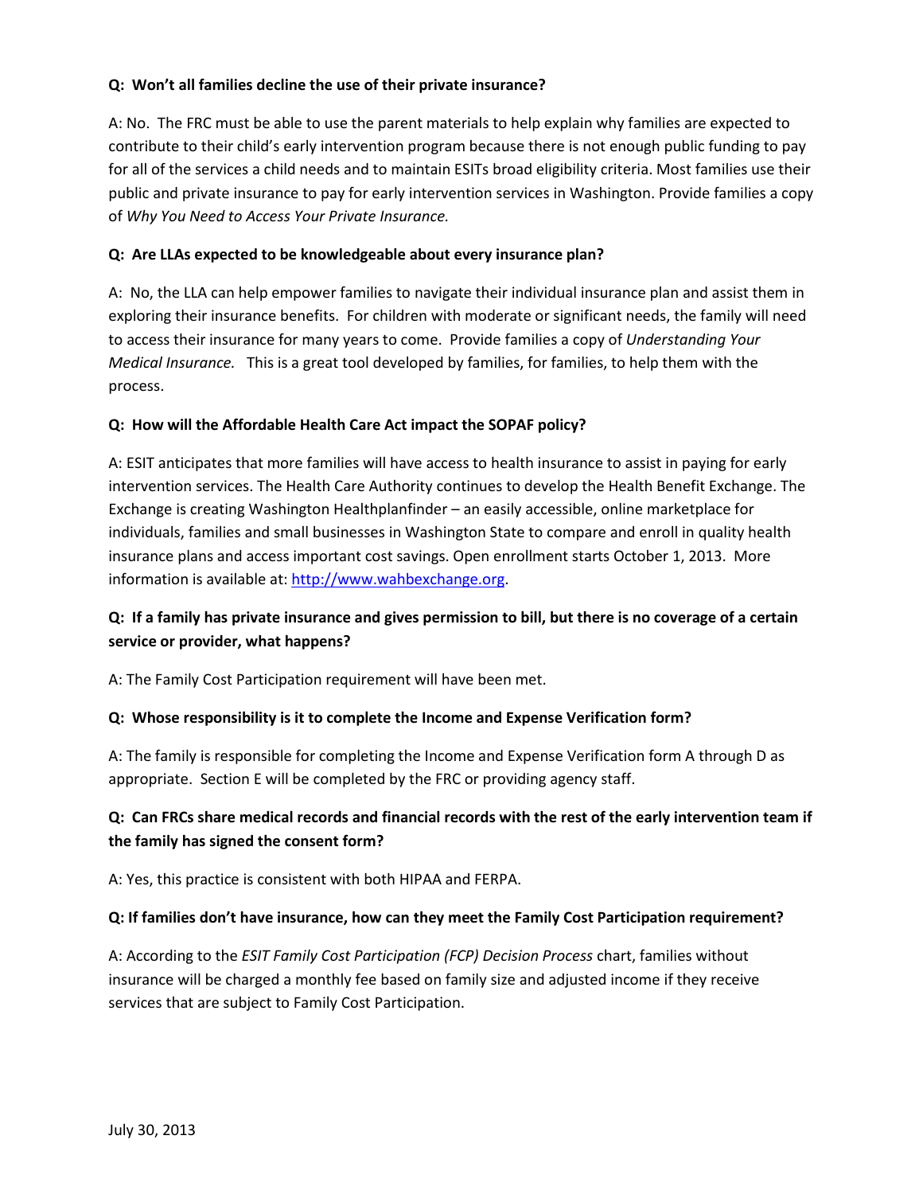**Q: Won't all families decline the use of their private insurance?**

A: No. The FRC must be able to use the parent materials to help explain why families are expected to contribute to their child's early intervention program because there is not enough public funding to pay for all of the services a child needs and to maintain ESITs broad eligibility criteria. Most families use their public and private insurance to pay for early intervention services in Washington. Provide families a copy of *Why You Need to Access Your Private Insurance.*

**Q: Are LLAs expected to be knowledgeable about every insurance plan?**

A: No, the LLA can help empower families to navigate their individual insurance plan and assist them in exploring their insurance benefits. For children with moderate or significant needs, the family will need to access their insurance for many years to come. Provide families a copy of *Understanding Your Medical Insurance.* This is a great tool developed by families, for families, to help them with the process.

**Q: How will the Affordable Health Care Act impact the SOPAF policy?**

A: ESIT anticipates that more families will have access to health insurance to assist in paying for early intervention services. The Health Care Authority continues to develop the Health Benefit Exchange. The Exchange is creating Washington Healthplanfinder – an easily accessible, online marketplace for individuals, families and small businesses in Washington State to compare and enroll in quality health insurance plans and access important cost savings. Open enrollment starts October 1, 2013. More information is available at: [http://www.wahbexchange.org](http://www.wahbexchange.org).

**Q: If a family has private insurance and gives permission to bill, but there is no coverage of a certain service or provider, what happens?**

A: The Family Cost Participation requirement will have been met.

**Q: Whose responsibility is it to complete the Income and Expense Verification form?**

A: The family is responsible for completing the Income and Expense Verification form A through D as appropriate. Section E will be completed by the FRC or providing agency staff.

**Q: Can FRCs share medical records and financial records with the rest of the early intervention team if the family has signed the consent form?**

A: Yes, this practice is consistent with both HIPAA and FERPA.

**Q: If families don't have insurance, how can they meet the Family Cost Participation requirement?**

A: According to the *ESIT Family Cost Participation (FCP) Decision Process* chart, families without insurance will be charged a monthly fee based on family size and adjusted income if they receive services that are subject to Family Cost Participation.

July 30, 2013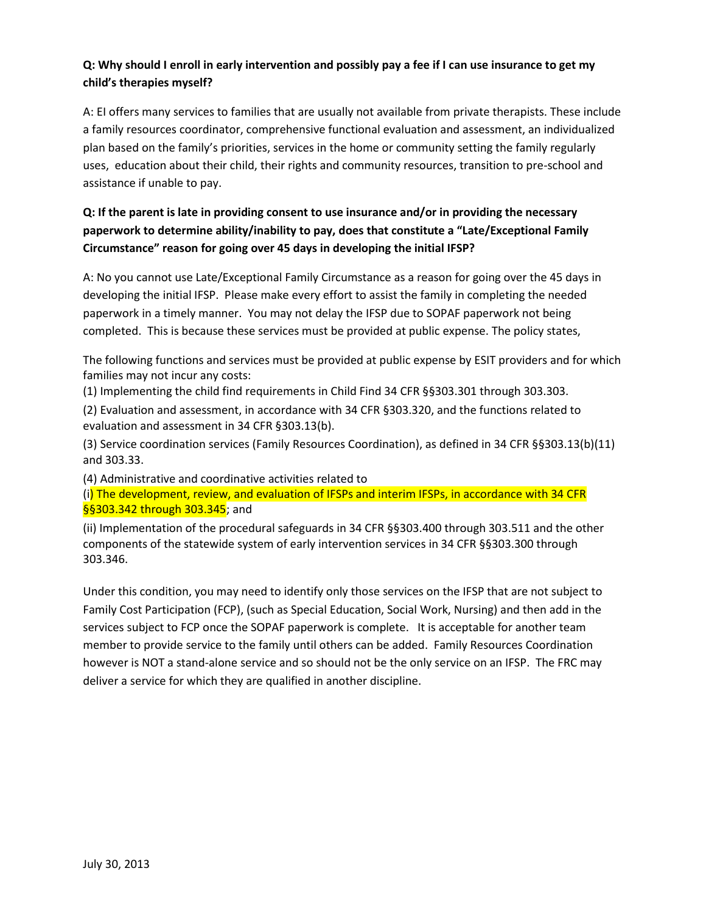**Q: Why should I enroll in early intervention and possibly pay a fee if I can use insurance to get my child's therapies myself?**

A: EI offers many services to families that are usually not available from private therapists. These include a family resources coordinator, comprehensive functional evaluation and assessment, an individualized plan based on the family's priorities, services in the home or community setting the family regularly uses, education about their child, their rights and community resources, transition to pre-school and assistance if unable to pay.

**Q: If the parent is late in providing consent to use insurance and/or in providing the necessary paperwork to determine ability/inability to pay, does that constitute a "Late/Exceptional Family Circumstance" reason for going over 45 days in developing the initial IFSP?**

A: No you cannot use Late/Exceptional Family Circumstance as a reason for going over the 45 days in developing the initial IFSP. Please make every effort to assist the family in completing the needed paperwork in a timely manner. You may not delay the IFSP due to SOPAF paperwork not being completed. This is because these services must be provided at public expense. The policy states,

The following functions and services must be provided at public expense by ESIT providers and for which families may not incur any costs:

(1) Implementing the child find requirements in Child Find 34 CFR §§303.301 through 303.303.

(2) Evaluation and assessment, in accordance with 34 CFR §303.320, and the functions related to evaluation and assessment in 34 CFR §303.13(b).

(3) Service coordination services (Family Resources Coordination), as defined in 34 CFR §§303.13(b)(11) and 303.33.

(4) Administrative and coordinative activities related to

(i) The development, review, and evaluation of IFSPs and interim IFSPs, in accordance with 34 CFR §§303.342 through 303.345; and

(ii) Implementation of the procedural safeguards in 34 CFR §§303.400 through 303.511 and the other components of the statewide system of early intervention services in 34 CFR §§303.300 through 303.346.

Under this condition, you may need to identify only those services on the IFSP that are not subject to Family Cost Participation (FCP), (such as Special Education, Social Work, Nursing) and then add in the services subject to FCP once the SOPAF paperwork is complete. It is acceptable for another team member to provide service to the family until others can be added. Family Resources Coordination however is NOT a stand-alone service and so should not be the only service on an IFSP. The FRC may deliver a service for which they are qualified in another discipline.

July 30, 2013